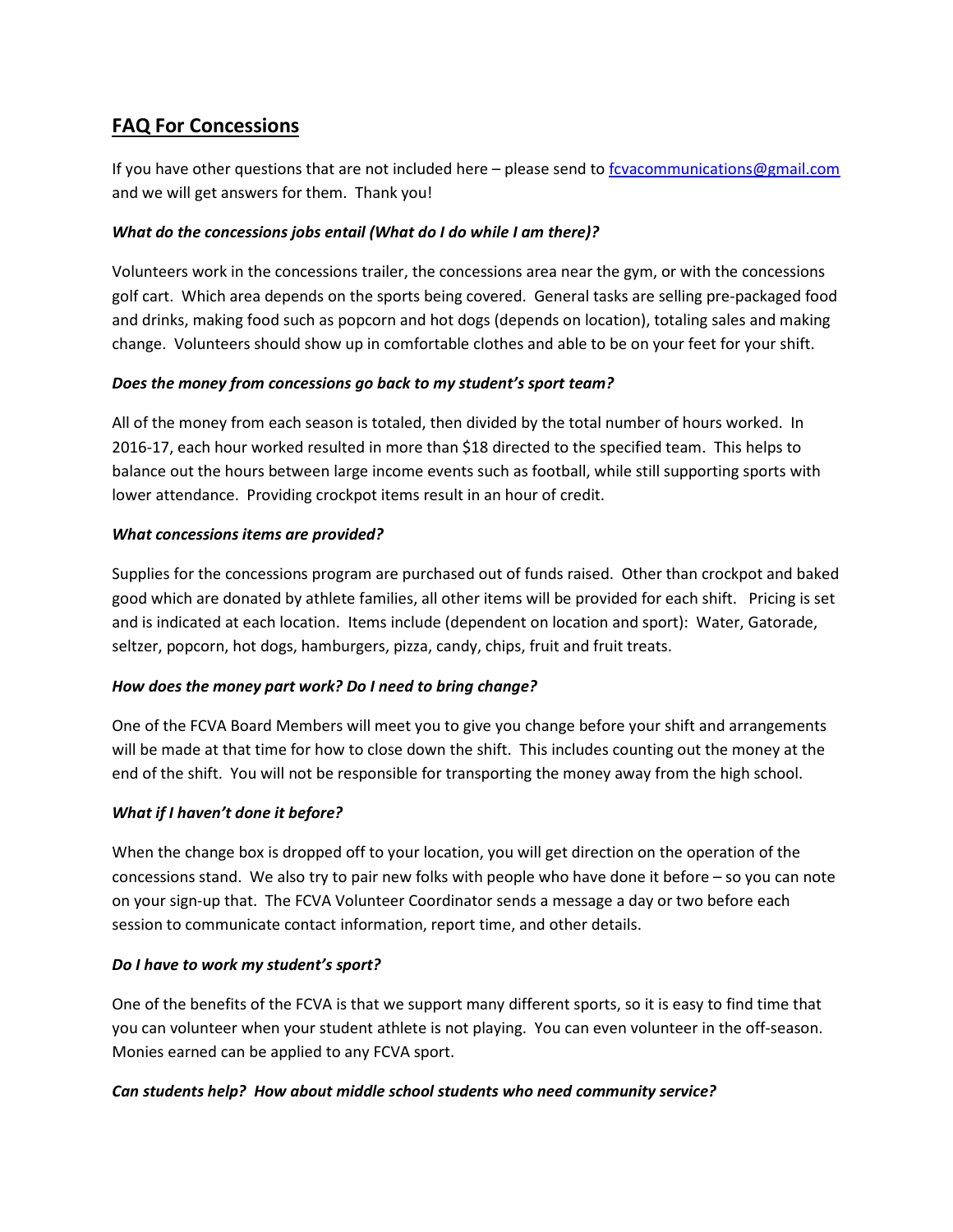## FAQ For Concessions

If you have other questions that are not included here – please send to [fcvacommunications@gmail.com](mailto:fcvacommunications@gmail.com) and we will get answers for them. Thank you!

***What do the concessions jobs entail (What do I do while I am there)?***

Volunteers work in the concessions trailer, the concessions area near the gym, or with the concessions golf cart. Which area depends on the sports being covered. General tasks are selling pre-packaged food and drinks, making food such as popcorn and hot dogs (depends on location), totaling sales and making change. Volunteers should show up in comfortable clothes and able to be on your feet for your shift.

***Does the money from concessions go back to my student's sport team?***

All of the money from each season is totaled, then divided by the total number of hours worked. In 2016-17, each hour worked resulted in more than $18 directed to the specified team. This helps to balance out the hours between large income events such as football, while still supporting sports with lower attendance. Providing crockpot items result in an hour of credit.

***What concessions items are provided?***

Supplies for the concessions program are purchased out of funds raised. Other than crockpot and baked good which are donated by athlete families, all other items will be provided for each shift. Pricing is set and is indicated at each location. Items include (dependent on location and sport): Water, Gatorade, seltzer, popcorn, hot dogs, hamburgers, pizza, candy, chips, fruit and fruit treats.

***How does the money part work? Do I need to bring change?***

One of the FCVA Board Members will meet you to give you change before your shift and arrangements will be made at that time for how to close down the shift. This includes counting out the money at the end of the shift. You will not be responsible for transporting the money away from the high school.

***What if I haven't done it before?***

When the change box is dropped off to your location, you will get direction on the operation of the concessions stand. We also try to pair new folks with people who have done it before – so you can note on your sign-up that. The FCVA Volunteer Coordinator sends a message a day or two before each session to communicate contact information, report time, and other details.

***Do I have to work my student's sport?***

One of the benefits of the FCVA is that we support many different sports, so it is easy to find time that you can volunteer when your student athlete is not playing. You can even volunteer in the off-season. Monies earned can be applied to any FCVA sport.

***Can students help? How about middle school students who need community service?***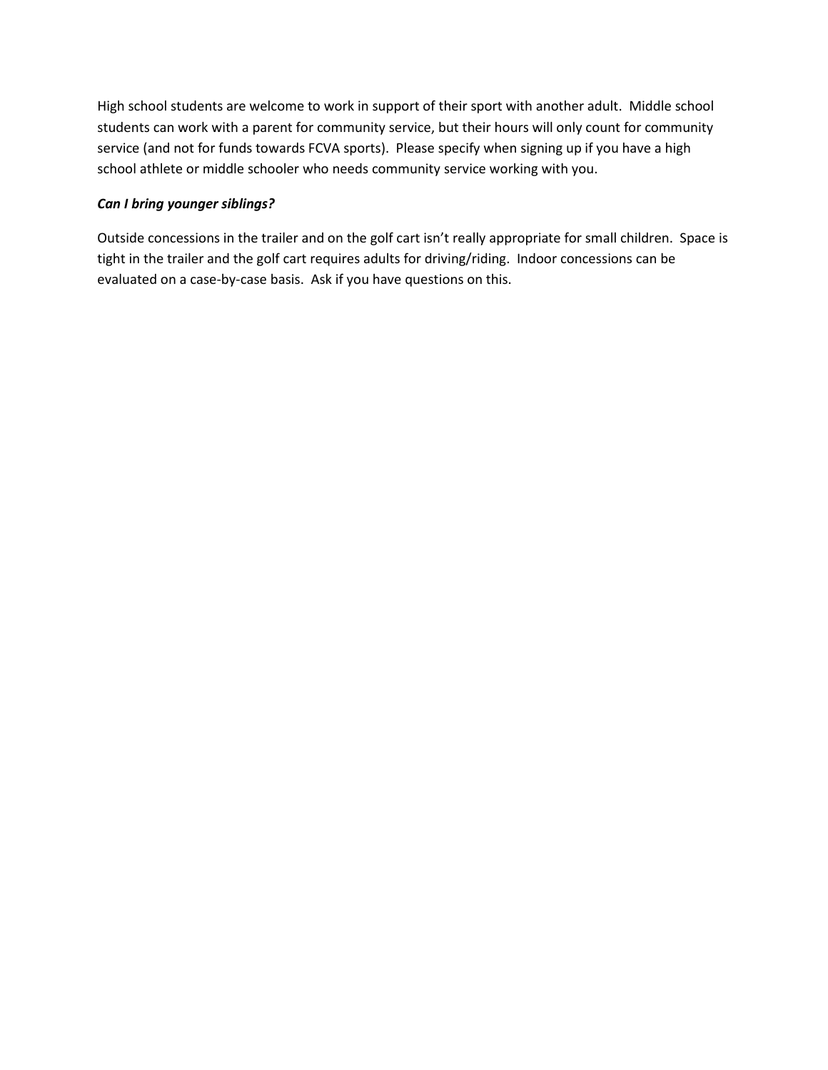High school students are welcome to work in support of their sport with another adult. Middle school students can work with a parent for community service, but their hours will only count for community service (and not for funds towards FCVA sports). Please specify when signing up if you have a high school athlete or middle schooler who needs community service working with you.

***Can I bring younger siblings?***

Outside concessions in the trailer and on the golf cart isn't really appropriate for small children. Space is tight in the trailer and the golf cart requires adults for driving/riding. Indoor concessions can be evaluated on a case-by-case basis. Ask if you have questions on this.